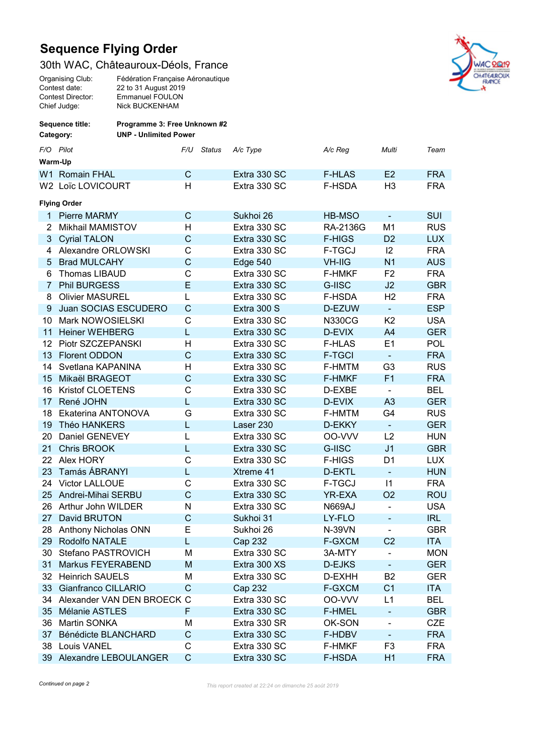# Sequence Flying Order

## 30th WAC, Châteauroux-Déols, France

Organising Club: Fédération Française Aéronautique
Contest date: 22 to 31 August 2019
Contest Director: Emmanuel FOULON
Chief Judge: Nick BUCKENHAM

**Sequence title:** **Programme 3: Free Unknown #2**
**Category:** **UNP - Unlimited Power**

| *F/O* | *Pilot* | *F/U* | *Status* | *A/c Type* | *A/c Reg* | *Multi* | *Team* |
|---|---|---|---|---|---|---|---|
| **Warm-Up** | | | | | | | |
| W1 | Romain FHAL | C | | Extra 330 SC | F-HLAS | E2 | FRA |
| W2 | Loïc LOVICOURT | H | | Extra 330 SC | F-HSDA | H3 | FRA |
| **Flying Order** | | | | | | | |
| 1 | Pierre MARMY | C | | Sukhoi 26 | HB-MSO | - | SUI |
| 2 | Mikhail MAMISTOV | H | | Extra 330 SC | RA-2136G | M1 | RUS |
| 3 | Cyrial TALON | C | | Extra 330 SC | F-HIGS | D2 | LUX |
| 4 | Alexandre ORLOWSKI | C | | Extra 330 SC | F-TGCJ | I2 | FRA |
| 5 | Brad MULCAHY | C | | Edge 540 | VH-IIG | N1 | AUS |
| 6 | Thomas LIBAUD | C | | Extra 330 SC | F-HMKF | F2 | FRA |
| 7 | Phil BURGESS | E | | Extra 330 SC | G-IISC | J2 | GBR |
| 8 | Olivier MASUREL | L | | Extra 330 SC | F-HSDA | H2 | FRA |
| 9 | Juan SOCIAS ESCUDERO | C | | Extra 300 S | D-EZUW | - | ESP |
| 10 | Mark NOWOSIELSKI | C | | Extra 330 SC | N330CG | K2 | USA |
| 11 | Heiner WEHBERG | L | | Extra 330 SC | D-EVIX | A4 | GER |
| 12 | Piotr SZCZEPANSKI | H | | Extra 330 SC | F-HLAS | E1 | POL |
| 13 | Florent ODDON | C | | Extra 330 SC | F-TGCI | - | FRA |
| 14 | Svetlana KAPANINA | H | | Extra 330 SC | F-HMTM | G3 | RUS |
| 15 | Mikaël BRAGEOT | C | | Extra 330 SC | F-HMKF | F1 | FRA |
| 16 | Kristof CLOETENS | C | | Extra 330 SC | D-EXBE | - | BEL |
| 17 | René JOHN | L | | Extra 330 SC | D-EVIX | A3 | GER |
| 18 | Ekaterina ANTONOVA | G | | Extra 330 SC | F-HMTM | G4 | RUS |
| 19 | Théo HANKERS | L | | Laser 230 | D-EKKY | - | GER |
| 20 | Daniel GENEVEY | L | | Extra 330 SC | OO-VVV | L2 | HUN |
| 21 | Chris BROOK | L | | Extra 330 SC | G-IISC | J1 | GBR |
| 22 | Alex HORY | C | | Extra 330 SC | F-HIGS | D1 | LUX |
| 23 | Tamás ÁBRANYI | L | | Xtreme 41 | D-EKTL | - | HUN |
| 24 | Victor LALLOUE | C | | Extra 330 SC | F-TGCJ | I1 | FRA |
| 25 | Andrei-Mihai SERBU | C | | Extra 330 SC | YR-EXA | O2 | ROU |
| 26 | Arthur John WILDER | N | | Extra 330 SC | N669AJ | - | USA |
| 27 | David BRUTON | C | | Sukhoi 31 | LY-FLO | - | IRL |
| 28 | Anthony Nicholas ONN | E | | Sukhoi 26 | N-39VN | - | GBR |
| 29 | Rodolfo NATALE | L | | Cap 232 | F-GXCM | C2 | ITA |
| 30 | Stefano PASTROVICH | M | | Extra 330 SC | 3A-MTY | - | MON |
| 31 | Markus FEYERABEND | M | | Extra 300 XS | D-EJKS | - | GER |
| 32 | Heinrich SAUELS | M | | Extra 330 SC | D-EXHH | B2 | GER |
| 33 | Gianfranco CILLARIO | C | | Cap 232 | F-GXCM | C1 | ITA |
| 34 | Alexander VAN DEN BROECK | C | | Extra 330 SC | OO-VVV | L1 | BEL |
| 35 | Mélanie ASTLES | F | | Extra 330 SC | F-HMEL | - | GBR |
| 36 | Martin SONKA | M | | Extra 330 SR | OK-SON | - | CZE |
| 37 | Bénédicte BLANCHARD | C | | Extra 330 SC | F-HDBV | - | FRA |
| 38 | Louis VANEL | C | | Extra 330 SC | F-HMKF | F3 | FRA |
| 39 | Alexandre LEBOULANGER | C | | Extra 330 SC | F-HSDA | H1 | FRA |

*Continued on page 2*

*This report created at 22:24 on dimanche 25 août 2019*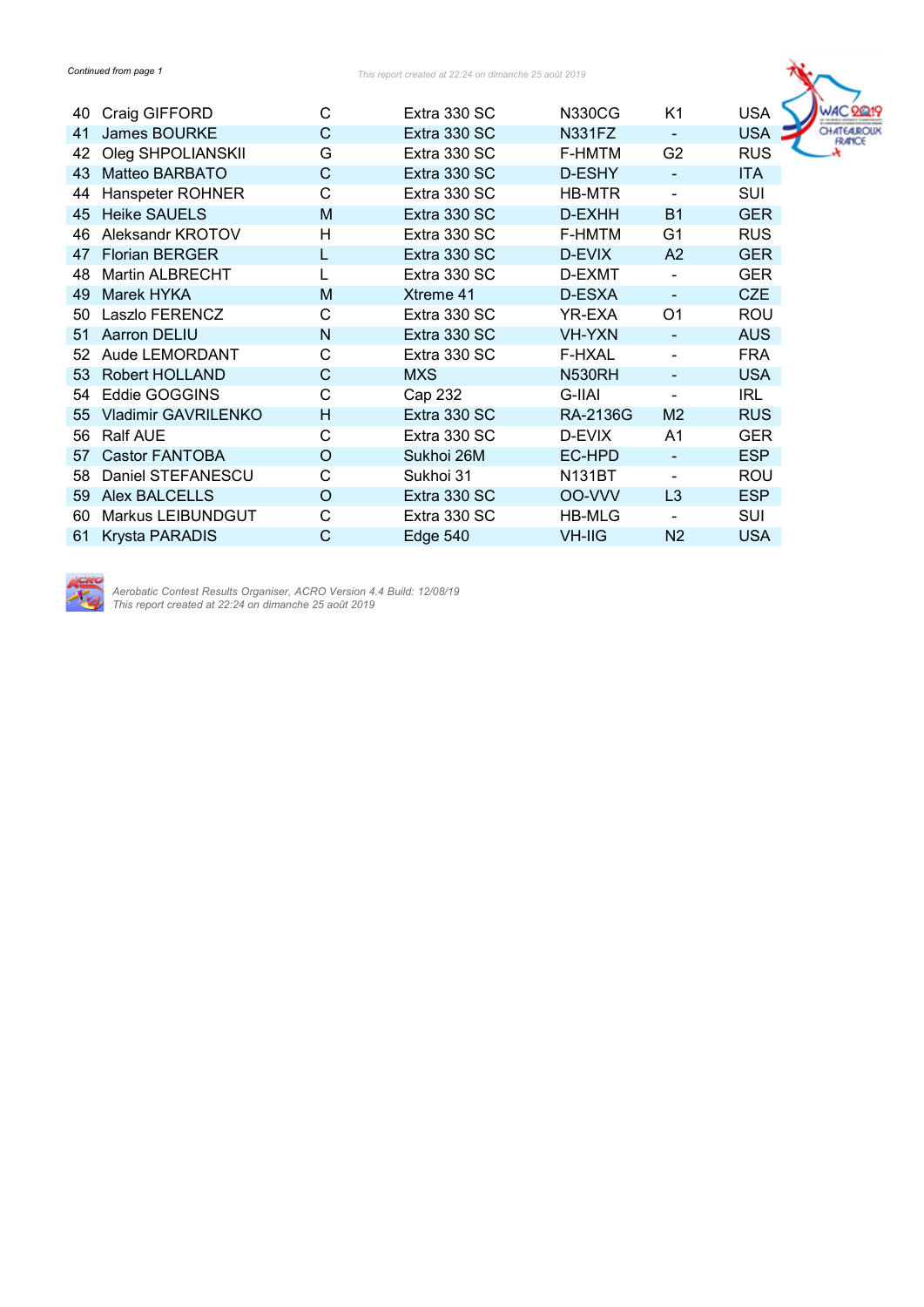*Continued from page 1*

| | | | | | | |
|---|---|---|---|---|---|---|
| 40 | Craig GIFFORD | C | Extra 330 SC | N330CG | K1 | USA |
| 41 | James BOURKE | C | Extra 330 SC | N331FZ | - | USA |
| 42 | Oleg SHPOLIANSKII | G | Extra 330 SC | F-HMTM | G2 | RUS |
| 43 | Matteo BARBATO | C | Extra 330 SC | D-ESHY | - | ITA |
| 44 | Hanspeter ROHNER | C | Extra 330 SC | HB-MTR | - | SUI |
| 45 | Heike SAUELS | M | Extra 330 SC | D-EXHH | B1 | GER |
| 46 | Aleksandr KROTOV | H | Extra 330 SC | F-HMTM | G1 | RUS |
| 47 | Florian BERGER | L | Extra 330 SC | D-EVIX | A2 | GER |
| 48 | Martin ALBRECHT | L | Extra 330 SC | D-EXMT | - | GER |
| 49 | Marek HYKA | M | Xtreme 41 | D-ESXA | - | CZE |
| 50 | Laszlo FERENCZ | C | Extra 330 SC | YR-EXA | O1 | ROU |
| 51 | Aarron DELIU | N | Extra 330 SC | VH-YXN | - | AUS |
| 52 | Aude LEMORDANT | C | Extra 330 SC | F-HXAL | - | FRA |
| 53 | Robert HOLLAND | C | MXS | N530RH | - | USA |
| 54 | Eddie GOGGINS | C | Cap 232 | G-IIAI | - | IRL |
| 55 | Vladimir GAVRILENKO | H | Extra 330 SC | RA-2136G | M2 | RUS |
| 56 | Ralf AUE | C | Extra 330 SC | D-EVIX | A1 | GER |
| 57 | Castor FANTOBA | O | Sukhoi 26M | EC-HPD | - | ESP |
| 58 | Daniel STEFANESCU | C | Sukhoi 31 | N131BT | - | ROU |
| 59 | Alex BALCELLS | O | Extra 330 SC | OO-VVV | L3 | ESP |
| 60 | Markus LEIBUNDGUT | C | Extra 330 SC | HB-MLG | - | SUI |
| 61 | Krysta PARADIS | C | Edge 540 | VH-IIG | N2 | USA |

*Aerobatic Contest Results Organiser, ACRO Version 4.4 Build: 12/08/19*
*This report created at 22:24 on dimanche 25 août 2019*